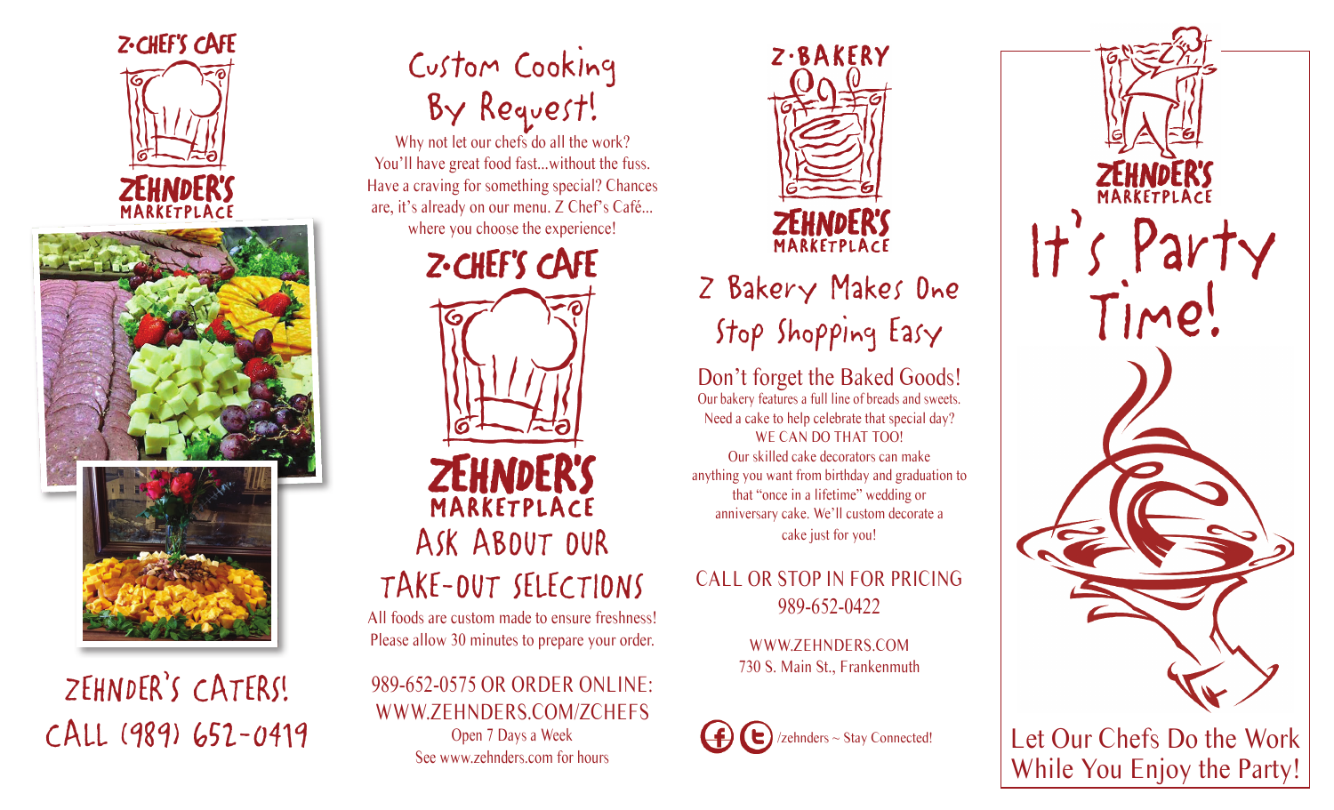Z·CHEF'S CAFE

ZEHNDER'S MARKETPLACE

# ZEHNDER'S CATERS!
## CALL (989) 652-0419

# Custom Cooking By Request!

Why not let our chefs do all the work? You'll have great food fast...without the fuss. Have a craving for something special? Chances are, it's already on our menu. Z Chef's Café... where you choose the experience!

Z·CHEF'S CAFE

ZEHNDER'S MARKETPLACE

## ASK ABOUT OUR TAKE-OUT SELECTIONS

All foods are custom made to ensure freshness! Please allow 30 minutes to prepare your order.

989-652-0575 OR ORDER ONLINE:
WWW.ZEHNDERS.COM/ZCHEFS
Open 7 Days a Week
See www.zehnders.com for hours

Z·BAKERY

ZEHNDER'S MARKETPLACE

# Z Bakery Makes One Stop Shopping Easy

## Don't forget the Baked Goods!

Our bakery features a full line of breads and sweets. Need a cake to help celebrate that special day?
WE CAN DO THAT TOO!
Our skilled cake decorators can make anything you want from birthday and graduation to that "once in a lifetime" wedding or anniversary cake. We'll custom decorate a cake just for you!

CALL OR STOP IN FOR PRICING
989-652-0422

WWW.ZEHNDERS.COM
730 S. Main St., Frankenmuth

/zehnders ~ Stay Connected!

ZEHNDER'S MARKETPLACE

# It's Party Time!

Let Our Chefs Do the Work While You Enjoy the Party!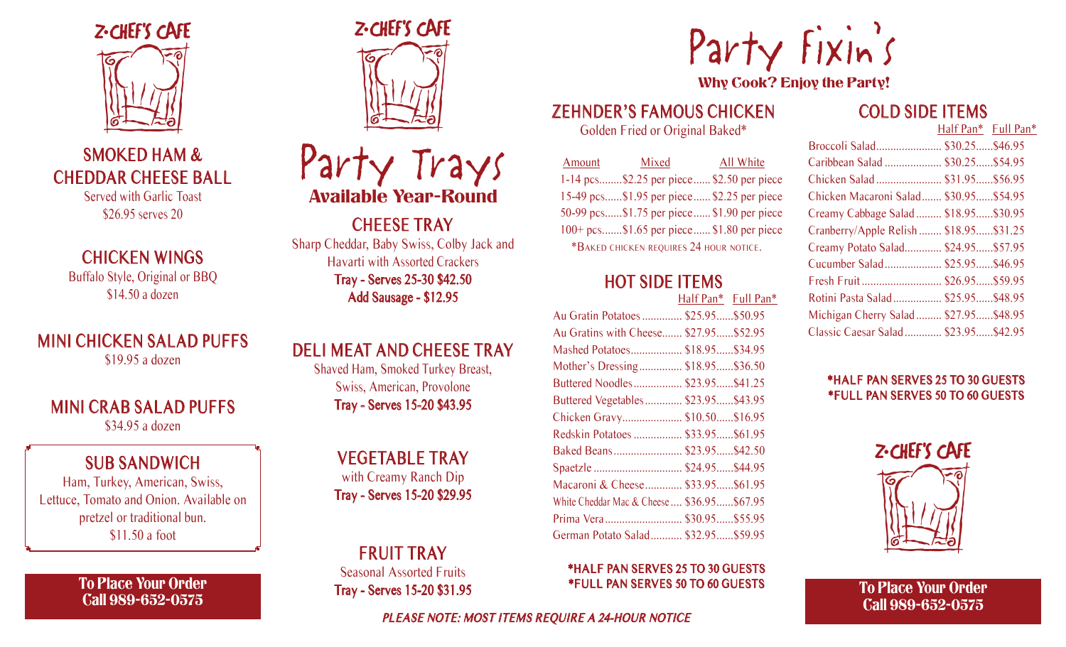Z·CHEF'S CAFE

## SMOKED HAM & CHEDDAR CHEESE BALL

Served with Garlic Toast
$26.95 serves 20

## CHICKEN WINGS

Buffalo Style, Original or BBQ
$14.50 a dozen

## MINI CHICKEN SALAD PUFFS

$19.95 a dozen

## MINI CRAB SALAD PUFFS

$34.95 a dozen

## SUB SANDWICH

Ham, Turkey, American, Swiss, Lettuce, Tomato and Onion. Available on pretzel or traditional bun.
$11.50 a foot

**To Place Your Order Call 989-652-0575**

Z·CHEF'S CAFE

# Party Trays

**Available Year-Round**

## CHEESE TRAY

Sharp Cheddar, Baby Swiss, Colby Jack and Havarti with Assorted Crackers
**Tray - Serves 25-30 $42.50**
**Add Sausage - $12.95**

## DELI MEAT AND CHEESE TRAY

Shaved Ham, Smoked Turkey Breast, Swiss, American, Provolone
**Tray - Serves 15-20 $43.95**

## VEGETABLE TRAY

with Creamy Ranch Dip
**Tray - Serves 15-20 $29.95**

## FRUIT TRAY

Seasonal Assorted Fruits
**Tray - Serves 15-20 $31.95**

# Party Fixin's

**Why Cook? Enjoy the Party!**

## ZEHNDER'S FAMOUS CHICKEN

Golden Fried or Original Baked*

| Amount | Mixed | All White |
|---|---|---|
| 1-14 pcs. | $2.25 per piece | $2.50 per piece |
| 15-49 pcs. | $1.95 per piece | $2.25 per piece |
| 50-99 pcs. | $1.75 per piece | $1.90 per piece |
| 100+ pcs. | $1.65 per piece | $1.80 per piece |

*Baked chicken requires 24 hour notice.

## HOT SIDE ITEMS

| | Half Pan* | Full Pan* |
|---|---|---|
| Au Gratin Potatoes | $25.95 | $50.95 |
| Au Gratins with Cheese | $27.95 | $52.95 |
| Mashed Potatoes | $18.95 | $34.95 |
| Mother's Dressing | $18.95 | $36.50 |
| Buttered Noodles | $23.95 | $41.25 |
| Buttered Vegetables | $23.95 | $43.95 |
| Chicken Gravy | $10.50 | $16.95 |
| Redskin Potatoes | $33.95 | $61.95 |
| Baked Beans | $23.95 | $42.50 |
| Spaetzle | $24.95 | $44.95 |
| Macaroni & Cheese | $33.95 | $61.95 |
| White Cheddar Mac & Cheese | $36.95 | $67.95 |
| Prima Vera | $30.95 | $55.95 |
| German Potato Salad | $32.95 | $59.95 |

**\*HALF PAN SERVES 25 TO 30 GUESTS**
**\*FULL PAN SERVES 50 TO 60 GUESTS**

## COLD SIDE ITEMS

| | Half Pan* | Full Pan* |
|---|---|---|
| Broccoli Salad | $30.25 | $46.95 |
| Caribbean Salad | $30.25 | $54.95 |
| Chicken Salad | $31.95 | $56.95 |
| Chicken Macaroni Salad | $30.95 | $54.95 |
| Creamy Cabbage Salad | $18.95 | $30.95 |
| Cranberry/Apple Relish | $18.95 | $31.25 |
| Creamy Potato Salad | $24.95 | $57.95 |
| Cucumber Salad | $25.95 | $46.95 |
| Fresh Fruit | $26.95 | $59.95 |
| Rotini Pasta Salad | $25.95 | $48.95 |
| Michigan Cherry Salad | $27.95 | $48.95 |
| Classic Caesar Salad | $23.95 | $42.95 |

**\*HALF PAN SERVES 25 TO 30 GUESTS**
**\*FULL PAN SERVES 50 TO 60 GUESTS**

Z·CHEF'S CAFE

**To Place Your Order Call 989-652-0575**

*PLEASE NOTE: MOST ITEMS REQUIRE A 24-HOUR NOTICE*